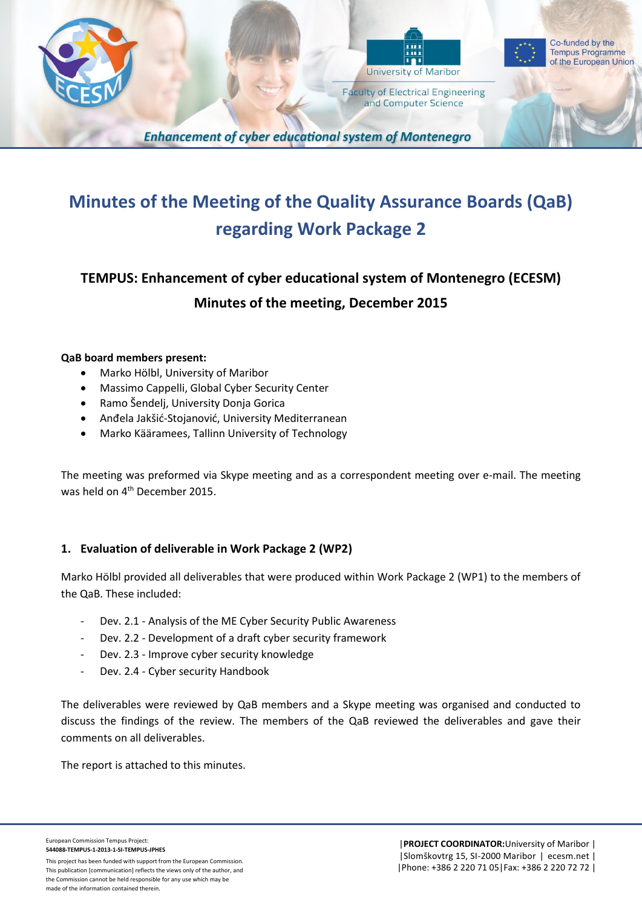# Minutes of the Meeting of the Quality Assurance Boards (QaB) regarding Work Package 2

## TEMPUS: Enhancement of cyber educational system of Montenegro (ECESM)

## Minutes of the meeting, December 2015

**QaB board members present:**

- Marko Hölbl, University of Maribor
- Massimo Cappelli, Global Cyber Security Center
- Ramo Šendelj, University Donja Gorica
- Anđela Jakšić-Stojanović, University Mediterranean
- Marko Kääramees, Tallinn University of Technology

The meeting was preformed via Skype meeting and as a correspondent meeting over e-mail. The meeting was held on 4th December 2015.

### 1. Evaluation of deliverable in Work Package 2 (WP2)

Marko Hölbl provided all deliverables that were produced within Work Package 2 (WP1) to the members of the QaB. These included:

- Dev. 2.1 - Analysis of the ME Cyber Security Public Awareness
- Dev. 2.2 - Development of a draft cyber security framework
- Dev. 2.3 - Improve cyber security knowledge
- Dev. 2.4 - Cyber security Handbook

The deliverables were reviewed by QaB members and a Skype meeting was organised and conducted to discuss the findings of the review. The members of the QaB reviewed the deliverables and gave their comments on all deliverables.

The report is attached to this minutes.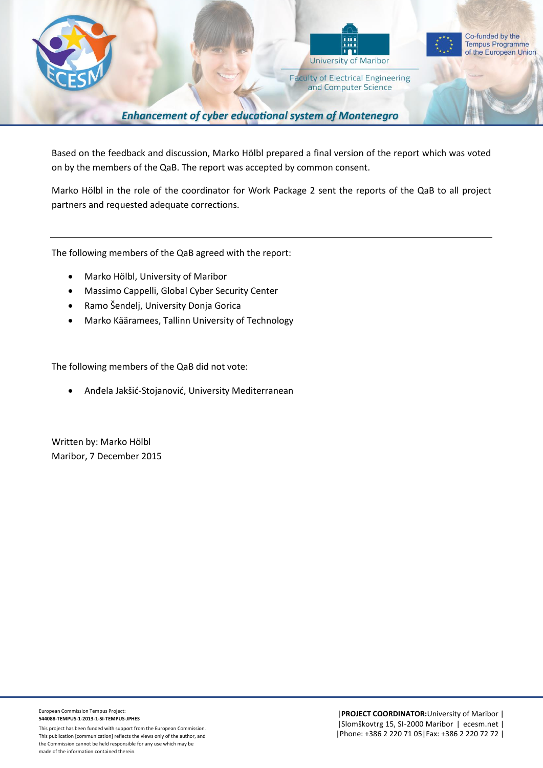Based on the feedback and discussion, Marko Hölbl prepared a final version of the report which was voted on by the members of the QaB. The report was accepted by common consent.

Marko Hölbl in the role of the coordinator for Work Package 2 sent the reports of the QaB to all project partners and requested adequate corrections.

---

The following members of the QaB agreed with the report:

- Marko Hölbl, University of Maribor
- Massimo Cappelli, Global Cyber Security Center
- Ramo Šendelj, University Donja Gorica
- Marko Kääramees, Tallinn University of Technology

The following members of the QaB did not vote:

- Anđela Jakšić-Stojanović, University Mediterranean

Written by: Marko Hölbl
Maribor, 7 December 2015